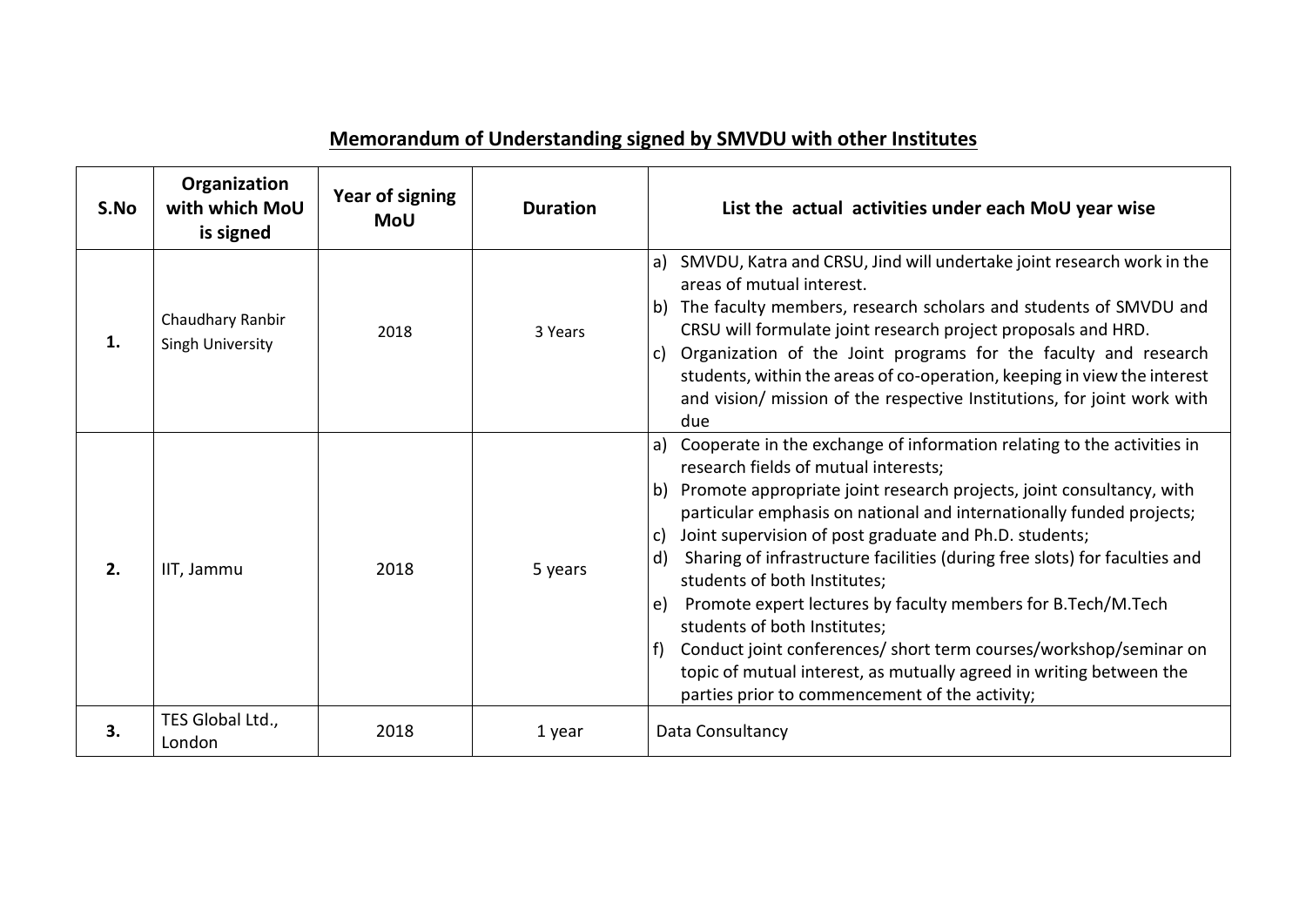## Memorandum of Understanding signed by SMVDU with other Institutes

| S.No | Organization with which MoU is signed | Year of signing MoU | Duration | List the actual activities under each MoU year wise |
|---|---|---|---|---|
| 1. | Chaudhary Ranbir Singh University | 2018 | 3 Years | a) SMVDU, Katra and CRSU, Jind will undertake joint research work in the areas of mutual interest. b) The faculty members, research scholars and students of SMVDU and CRSU will formulate joint research project proposals and HRD. c) Organization of the Joint programs for the faculty and research students, within the areas of co-operation, keeping in view the interest and vision/ mission of the respective Institutions, for joint work with due |
| 2. | IIT, Jammu | 2018 | 5 years | a) Cooperate in the exchange of information relating to the activities in research fields of mutual interests; b) Promote appropriate joint research projects, joint consultancy, with particular emphasis on national and internationally funded projects; c) Joint supervision of post graduate and Ph.D. students; d) Sharing of infrastructure facilities (during free slots) for faculties and students of both Institutes; e) Promote expert lectures by faculty members for B.Tech/M.Tech students of both Institutes; f) Conduct joint conferences/ short term courses/workshop/seminar on topic of mutual interest, as mutually agreed in writing between the parties prior to commencement of the activity; |
| 3. | TES Global Ltd., London | 2018 | 1 year | Data Consultancy |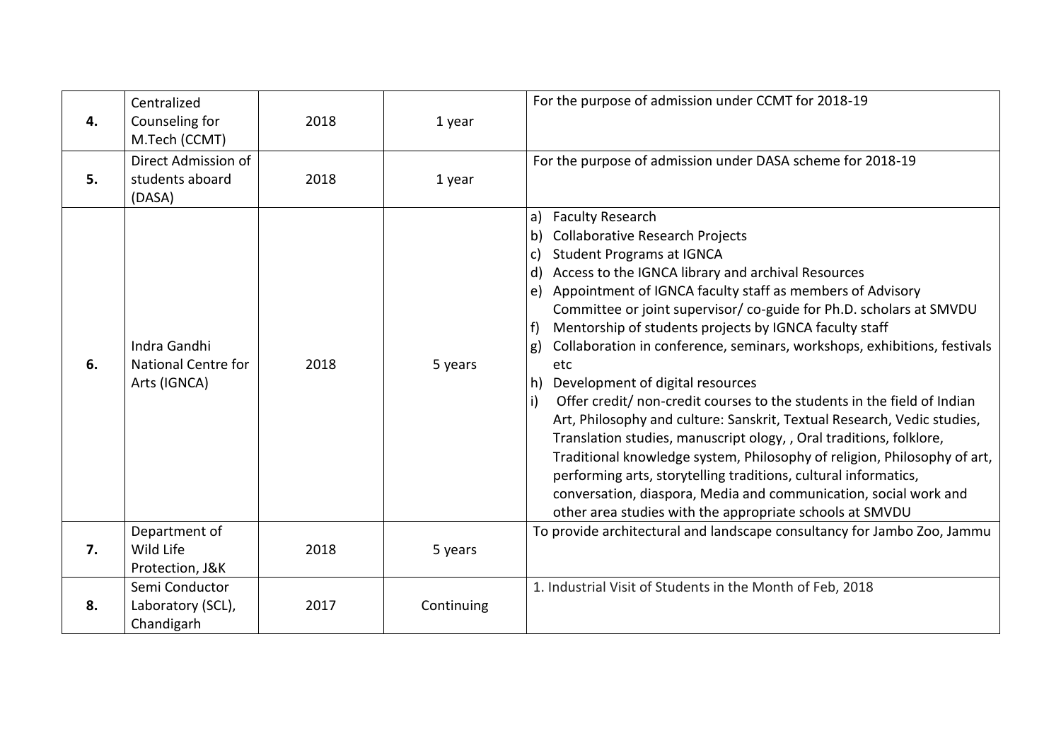| | | | | |
|---|---|---|---|---|
| **4.** | Centralized Counseling for M.Tech (CCMT) | 2018 | 1 year | For the purpose of admission under CCMT for 2018-19 |
| **5.** | Direct Admission of students aboard (DASA) | 2018 | 1 year | For the purpose of admission under DASA scheme for 2018-19 |
| **6.** | Indra Gandhi National Centre for Arts (IGNCA) | 2018 | 5 years | a) Faculty Research<br>b) Collaborative Research Projects<br>c) Student Programs at IGNCA<br>d) Access to the IGNCA library and archival Resources<br>e) Appointment of IGNCA faculty staff as members of Advisory Committee or joint supervisor/ co-guide for Ph.D. scholars at SMVDU<br>f) Mentorship of students projects by IGNCA faculty staff<br>g) Collaboration in conference, seminars, workshops, exhibitions, festivals etc<br>h) Development of digital resources<br>i) Offer credit/ non-credit courses to the students in the field of Indian Art, Philosophy and culture: Sanskrit, Textual Research, Vedic studies, Translation studies, manuscript ology, , Oral traditions, folklore, Traditional knowledge system, Philosophy of religion, Philosophy of art, performing arts, storytelling traditions, cultural informatics, conversation, diaspora, Media and communication, social work and other area studies with the appropriate schools at SMVDU |
| **7.** | Department of Wild Life Protection, J&K | 2018 | 5 years | To provide architectural and landscape consultancy for Jambo Zoo, Jammu |
| **8.** | Semi Conductor Laboratory (SCL), Chandigarh | 2017 | Continuing | 1. Industrial Visit of Students in the Month of Feb, 2018 |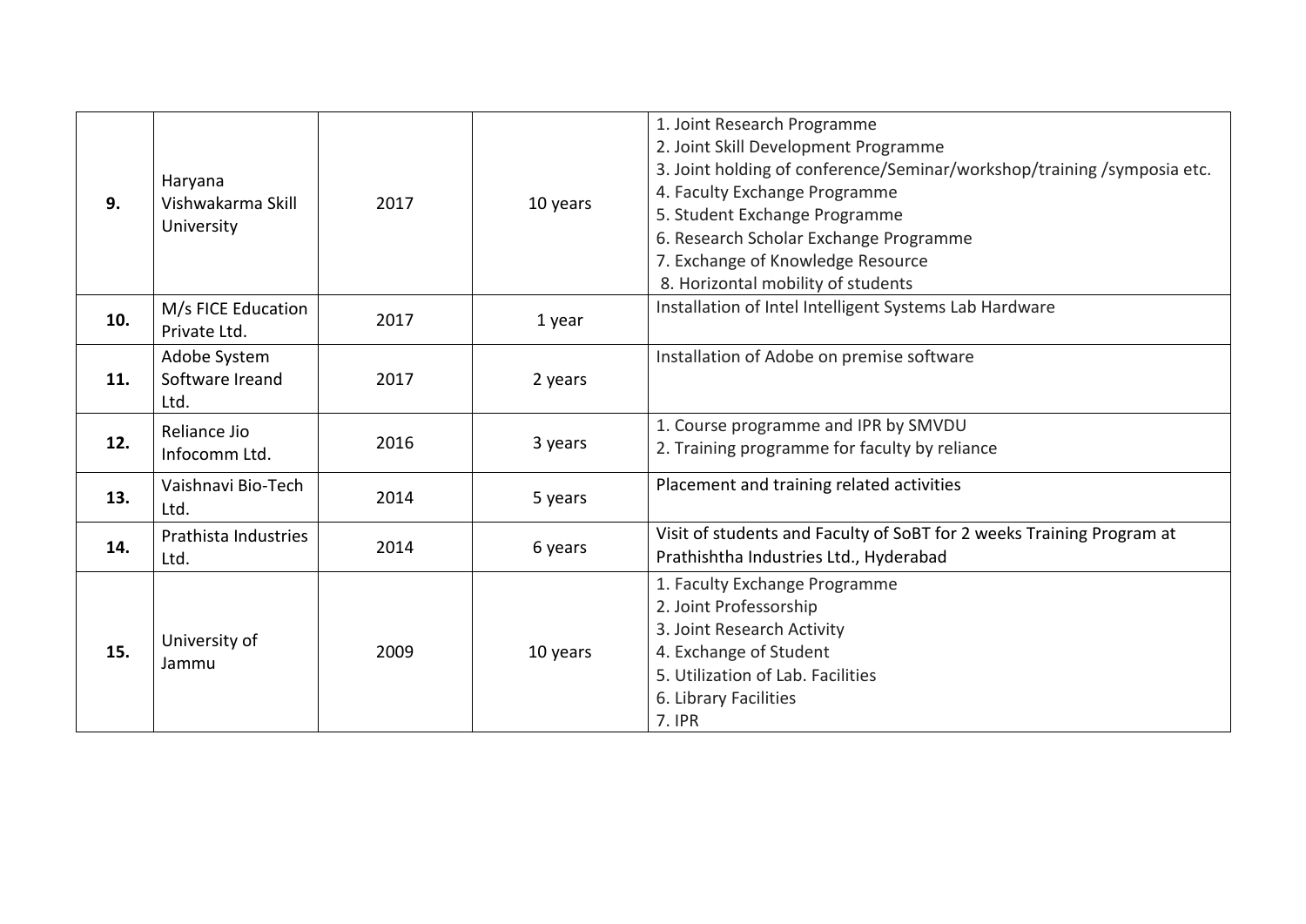| | | | | |
|---|---|---|---|---|
| **9.** | Haryana Vishwakarma Skill University | 2017 | 10 years | 1. Joint Research Programme<br>2. Joint Skill Development Programme<br>3. Joint holding of conference/Seminar/workshop/training /symposia etc.<br>4. Faculty Exchange Programme<br>5. Student Exchange Programme<br>6. Research Scholar Exchange Programme<br>7. Exchange of Knowledge Resource<br>8. Horizontal mobility of students |
| **10.** | M/s FICE Education Private Ltd. | 2017 | 1 year | Installation of Intel Intelligent Systems Lab Hardware |
| **11.** | Adobe System Software Ireand Ltd. | 2017 | 2 years | Installation of Adobe on premise software |
| **12.** | Reliance Jio Infocomm Ltd. | 2016 | 3 years | 1. Course programme and IPR by SMVDU<br>2. Training programme for faculty by reliance |
| **13.** | Vaishnavi Bio-Tech Ltd. | 2014 | 5 years | Placement and training related activities |
| **14.** | Prathista Industries Ltd. | 2014 | 6 years | Visit of students and Faculty of SoBT for 2 weeks Training Program at Prathishtha Industries Ltd., Hyderabad |
| **15.** | University of Jammu | 2009 | 10 years | 1. Faculty Exchange Programme<br>2. Joint Professorship<br>3. Joint Research Activity<br>4. Exchange of Student<br>5. Utilization of Lab. Facilities<br>6. Library Facilities<br>7. IPR |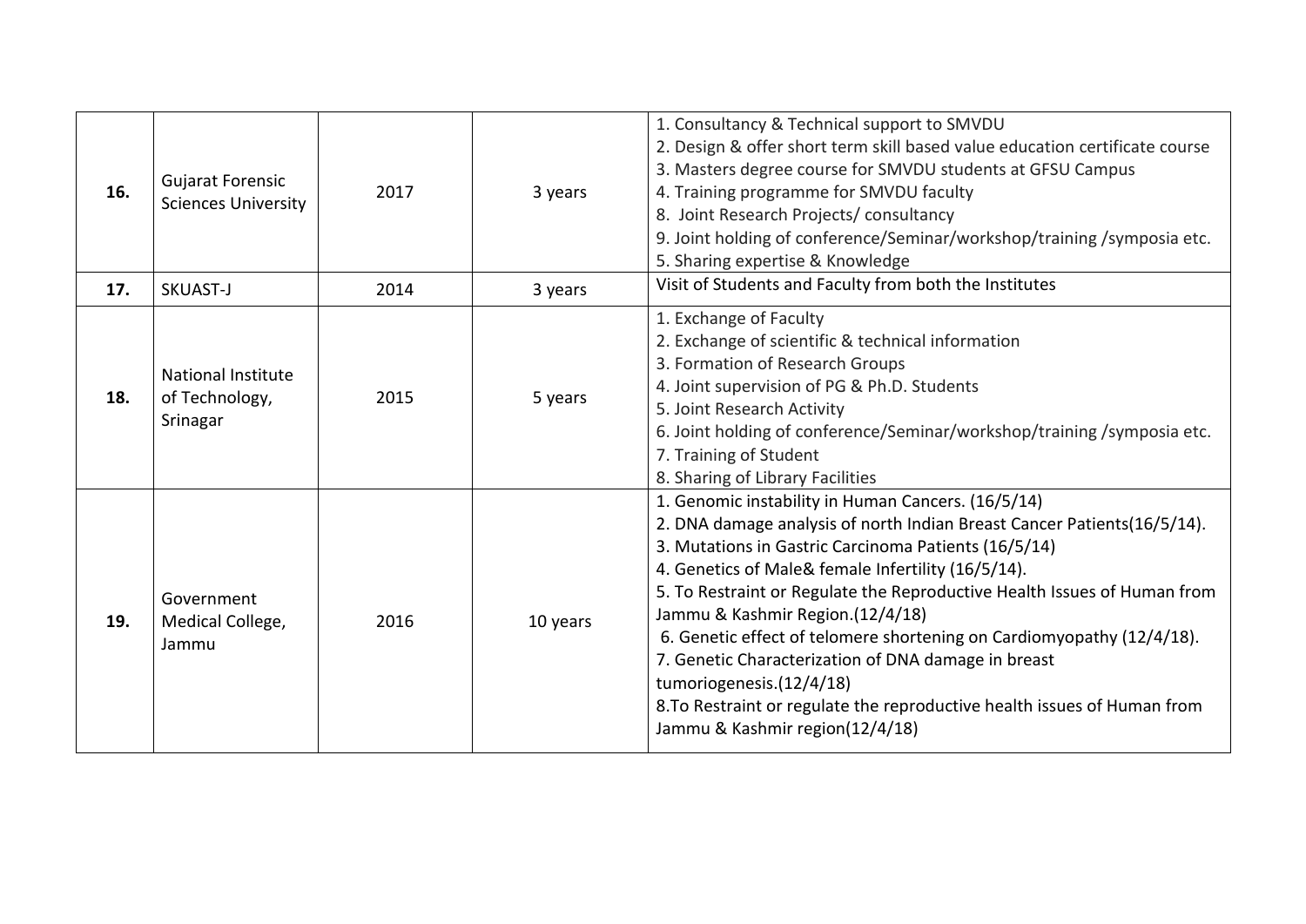| | | | | |
|---|---|---|---|---|
| **16.** | Gujarat Forensic Sciences University | 2017 | 3 years | 1. Consultancy & Technical support to SMVDU<br>2. Design & offer short term skill based value education certificate course<br>3. Masters degree course for SMVDU students at GFSU Campus<br>4. Training programme for SMVDU faculty<br>8. Joint Research Projects/ consultancy<br>9. Joint holding of conference/Seminar/workshop/training /symposia etc.<br>5. Sharing expertise & Knowledge |
| **17.** | SKUAST-J | 2014 | 3 years | Visit of Students and Faculty from both the Institutes |
| **18.** | National Institute of Technology, Srinagar | 2015 | 5 years | 1. Exchange of Faculty<br>2. Exchange of scientific & technical information<br>3. Formation of Research Groups<br>4. Joint supervision of PG & Ph.D. Students<br>5. Joint Research Activity<br>6. Joint holding of conference/Seminar/workshop/training /symposia etc.<br>7. Training of Student<br>8. Sharing of Library Facilities |
| **19.** | Government Medical College, Jammu | 2016 | 10 years | 1. Genomic instability in Human Cancers. (16/5/14)<br>2. DNA damage analysis of north Indian Breast Cancer Patients(16/5/14).<br>3. Mutations in Gastric Carcinoma Patients (16/5/14)<br>4. Genetics of Male& female Infertility (16/5/14).<br>5. To Restraint or Regulate the Reproductive Health Issues of Human from Jammu & Kashmir Region.(12/4/18)<br>6. Genetic effect of telomere shortening on Cardiomyopathy (12/4/18).<br>7. Genetic Characterization of DNA damage in breast tumoriogenesis.(12/4/18)<br>8.To Restraint or regulate the reproductive health issues of Human from Jammu & Kashmir region(12/4/18) |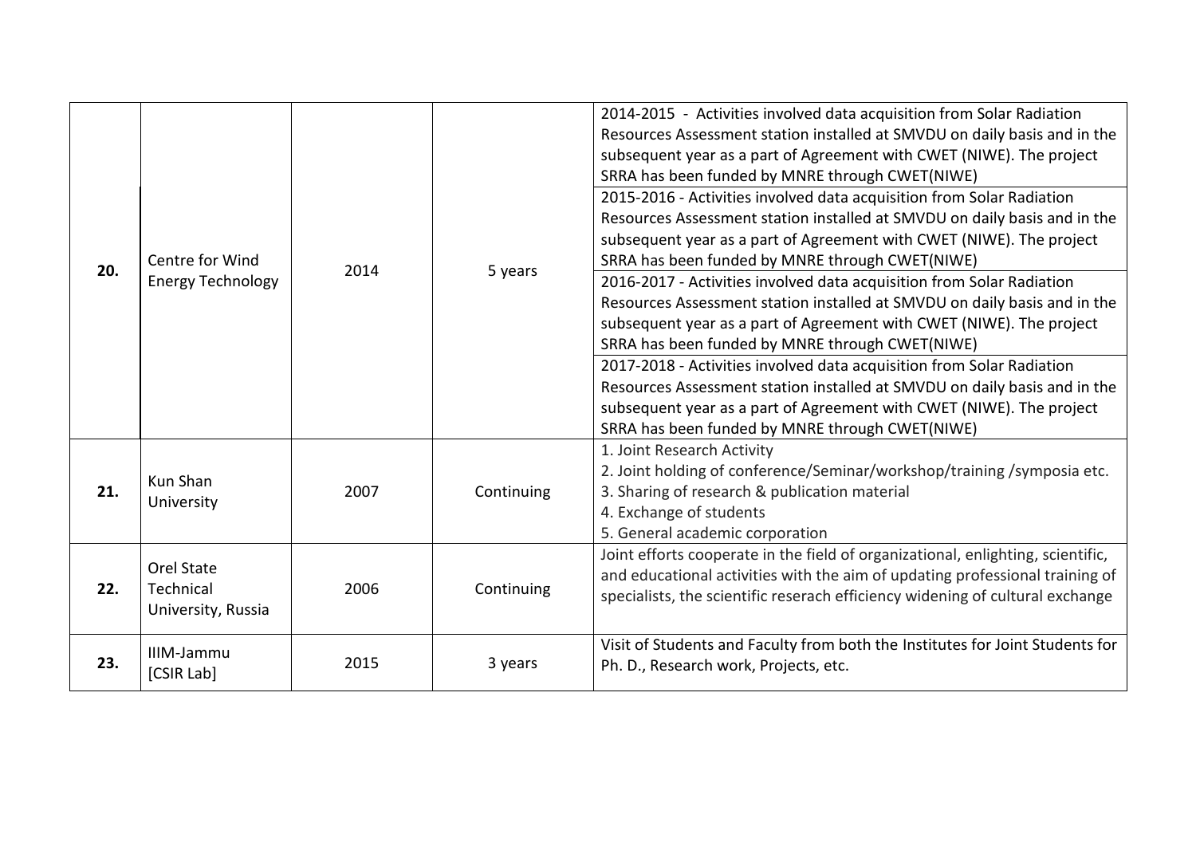| | | | | |
|---|---|---|---|---|
| **20.** | Centre for Wind Energy Technology | 2014 | 5 years | 2014-2015 - Activities involved data acquisition from Solar Radiation Resources Assessment station installed at SMVDU on daily basis and in the subsequent year as a part of Agreement with CWET (NIWE). The project SRRA has been funded by MNRE through CWET(NIWE) |
| | | | | 2015-2016 - Activities involved data acquisition from Solar Radiation Resources Assessment station installed at SMVDU on daily basis and in the subsequent year as a part of Agreement with CWET (NIWE). The project SRRA has been funded by MNRE through CWET(NIWE) |
| | | | | 2016-2017 - Activities involved data acquisition from Solar Radiation Resources Assessment station installed at SMVDU on daily basis and in the subsequent year as a part of Agreement with CWET (NIWE). The project SRRA has been funded by MNRE through CWET(NIWE) |
| | | | | 2017-2018 - Activities involved data acquisition from Solar Radiation Resources Assessment station installed at SMVDU on daily basis and in the subsequent year as a part of Agreement with CWET (NIWE). The project SRRA has been funded by MNRE through CWET(NIWE) |
| **21.** | Kun Shan University | 2007 | Continuing | 1. Joint Research Activity<br>2. Joint holding of conference/Seminar/workshop/training /symposia etc.<br>3. Sharing of research & publication material<br>4. Exchange of students<br>5. General academic corporation |
| **22.** | Orel State Technical University, Russia | 2006 | Continuing | Joint efforts cooperate in the field of organizational, enlighting, scientific, and educational activities with the aim of updating professional training of specialists, the scientific reserach efficiency widening of cultural exchange |
| **23.** | IIIM-Jammu [CSIR Lab] | 2015 | 3 years | Visit of Students and Faculty from both the Institutes for Joint Students for Ph. D., Research work, Projects, etc. |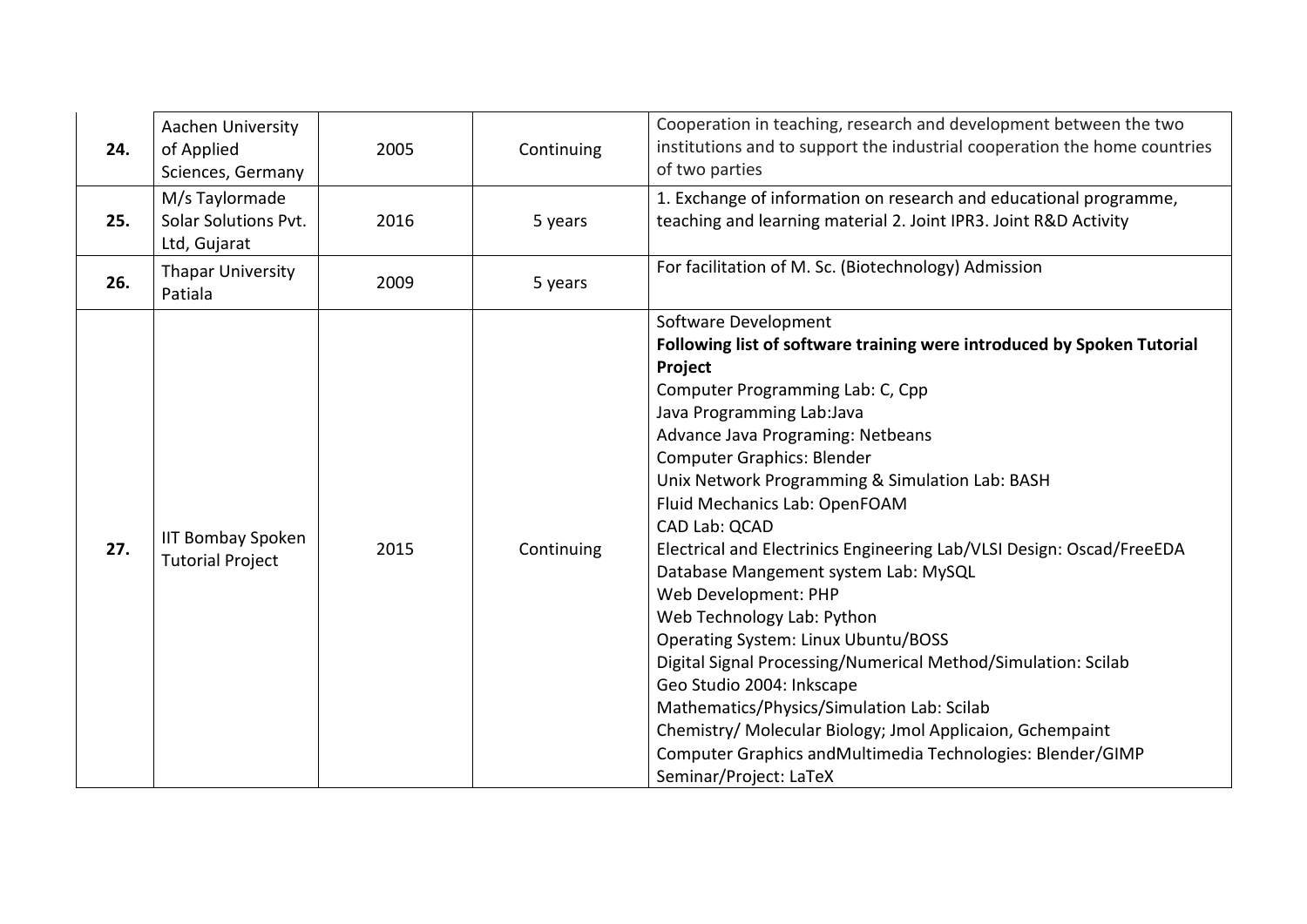| **24.** | Aachen University of Applied Sciences, Germany | 2005 | Continuing | Cooperation in teaching, research and development between the two institutions and to support the industrial cooperation the home countries of two parties |
|---|---|---|---|---|
| **25.** | M/s Taylormade Solar Solutions Pvt. Ltd, Gujarat | 2016 | 5 years | 1. Exchange of information on research and educational programme, teaching and learning material 2. Joint IPR3. Joint R&D Activity |
| **26.** | Thapar University Patiala | 2009 | 5 years | For facilitation of M. Sc. (Biotechnology) Admission |
| **27.** | IIT Bombay Spoken Tutorial Project | 2015 | Continuing | Software Development<br>**Following list of software training were introduced by Spoken Tutorial Project**<br>Computer Programming Lab: C, Cpp<br>Java Programming Lab:Java<br>Advance Java Programing: Netbeans<br>Computer Graphics: Blender<br>Unix Network Programming & Simulation Lab: BASH<br>Fluid Mechanics Lab: OpenFOAM<br>CAD Lab: QCAD<br>Electrical and Electrinics Engineering Lab/VLSI Design: Oscad/FreeEDA<br>Database Mangement system Lab: MySQL<br>Web Development: PHP<br>Web Technology Lab: Python<br>Operating System: Linux Ubuntu/BOSS<br>Digital Signal Processing/Numerical Method/Simulation: Scilab<br>Geo Studio 2004: Inkscape<br>Mathematics/Physics/Simulation Lab: Scilab<br>Chemistry/ Molecular Biology; Jmol Applicaion, Gchempaint<br>Computer Graphics andMultimedia Technologies: Blender/GIMP<br>Seminar/Project: LaTeX |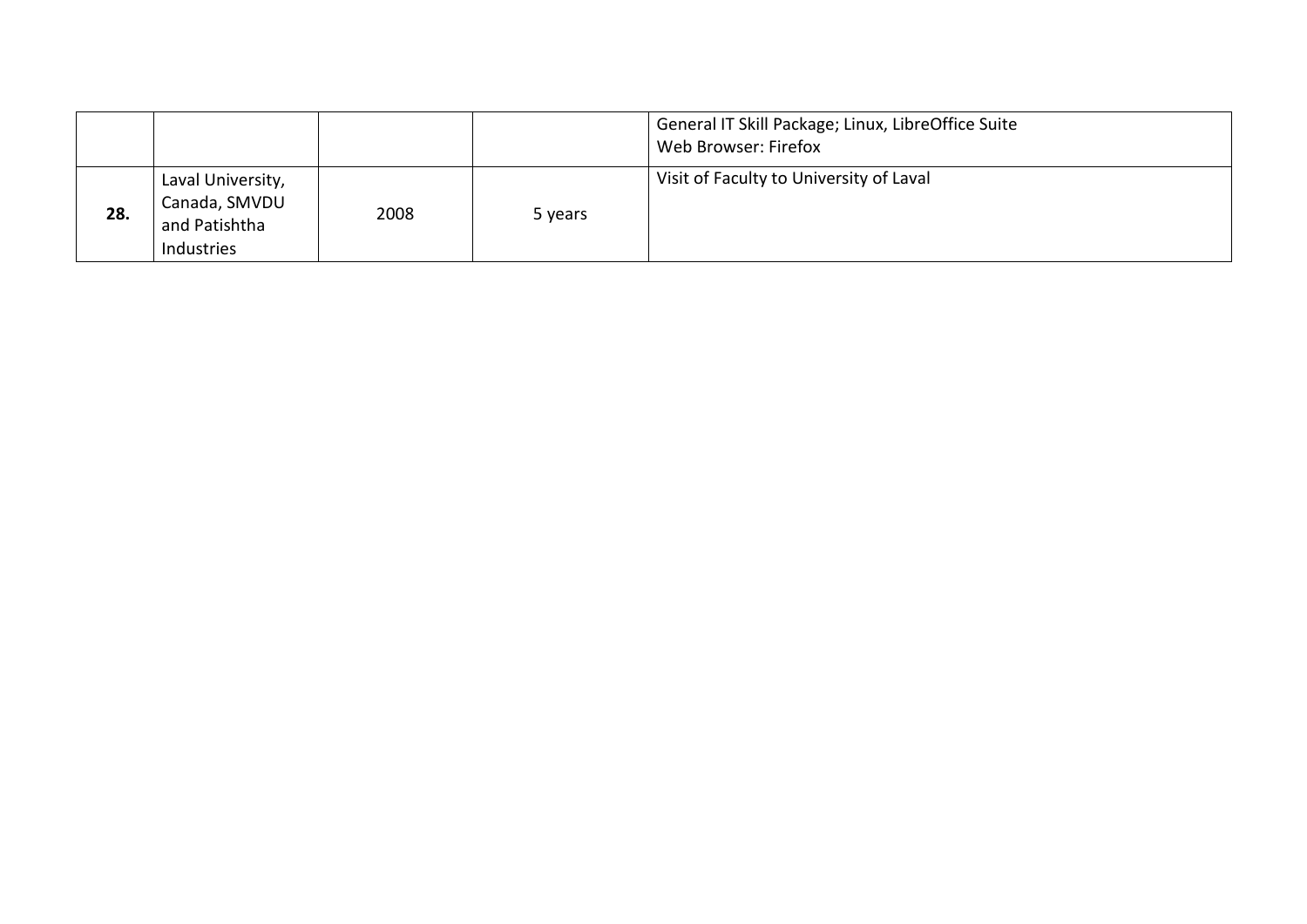| | | | | |
|---|---|---|---|---|
| | | | | General IT Skill Package; Linux, LibreOffice Suite<br>Web Browser: Firefox |
| **28.** | Laval University, Canada, SMVDU and Patishtha Industries | 2008 | 5 years | Visit of Faculty to University of Laval |